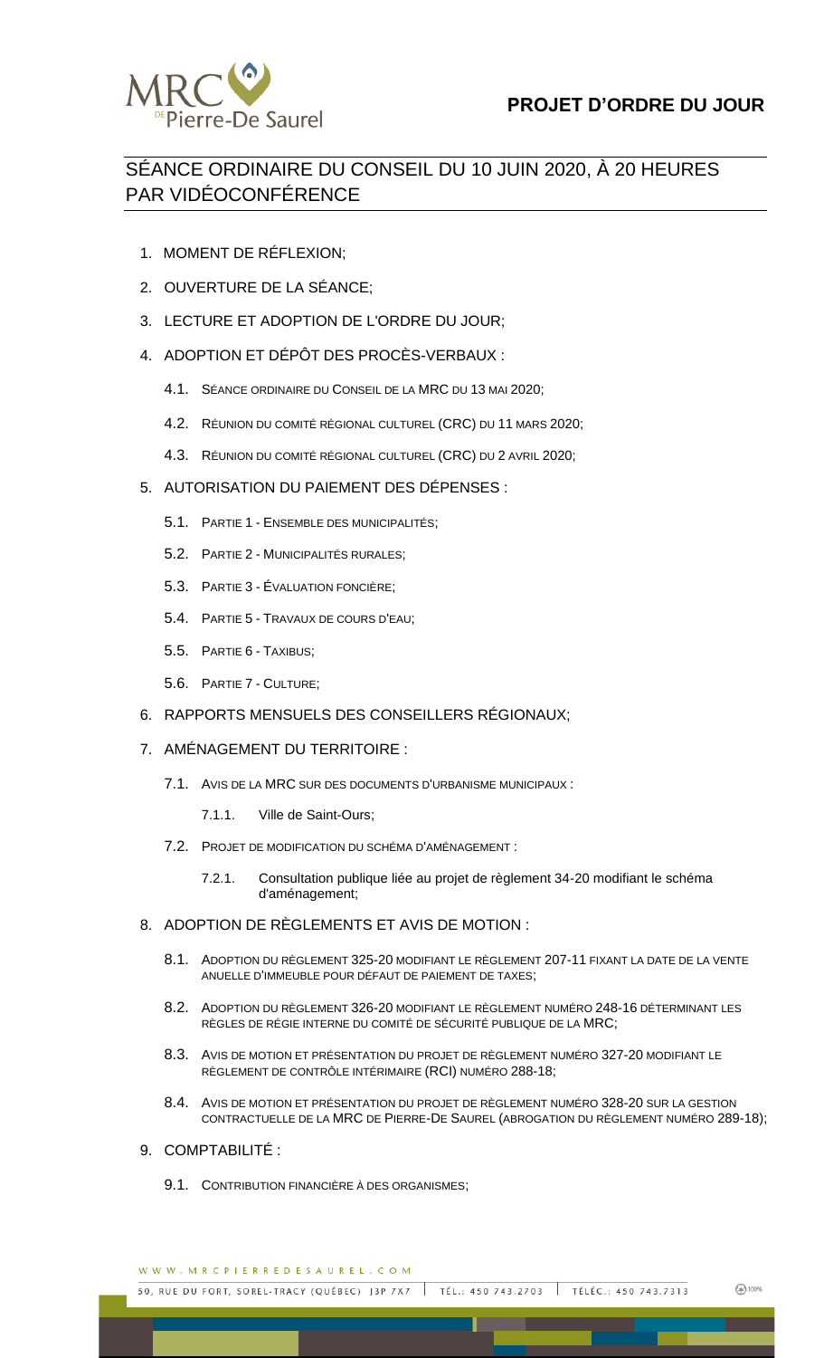# PROJET D'ORDRE DU JOUR

## SÉANCE ORDINAIRE DU CONSEIL DU 10 JUIN 2020, À 20 HEURES PAR VIDÉOCONFÉRENCE

1. MOMENT DE RÉFLEXION;
2. OUVERTURE DE LA SÉANCE;
3. LECTURE ET ADOPTION DE L'ORDRE DU JOUR;
4. ADOPTION ET DÉPÔT DES PROCÈS-VERBAUX :
   - 4.1. SÉANCE ORDINAIRE DU CONSEIL DE LA MRC DU 13 MAI 2020;
   - 4.2. RÉUNION DU COMITÉ RÉGIONAL CULTUREL (CRC) DU 11 MARS 2020;
   - 4.3. RÉUNION DU COMITÉ RÉGIONAL CULTUREL (CRC) DU 2 AVRIL 2020;
5. AUTORISATION DU PAIEMENT DES DÉPENSES :
   - 5.1. PARTIE 1 - ENSEMBLE DES MUNICIPALITÉS;
   - 5.2. PARTIE 2 - MUNICIPALITÉS RURALES;
   - 5.3. PARTIE 3 - ÉVALUATION FONCIÈRE;
   - 5.4. PARTIE 5 - TRAVAUX DE COURS D'EAU;
   - 5.5. PARTIE 6 - TAXIBUS;
   - 5.6. PARTIE 7 - CULTURE;
6. RAPPORTS MENSUELS DES CONSEILLERS RÉGIONAUX;
7. AMÉNAGEMENT DU TERRITOIRE :
   - 7.1. AVIS DE LA MRC SUR DES DOCUMENTS D'URBANISME MUNICIPAUX :
     - 7.1.1. Ville de Saint-Ours;
   - 7.2. PROJET DE MODIFICATION DU SCHÉMA D'AMÉNAGEMENT :
     - 7.2.1. Consultation publique liée au projet de règlement 34-20 modifiant le schéma d'aménagement;
8. ADOPTION DE RÈGLEMENTS ET AVIS DE MOTION :
   - 8.1. ADOPTION DU RÈGLEMENT 325-20 MODIFIANT LE RÈGLEMENT 207-11 FIXANT LA DATE DE LA VENTE ANUELLE D'IMMEUBLE POUR DÉFAUT DE PAIEMENT DE TAXES;
   - 8.2. ADOPTION DU RÈGLEMENT 326-20 MODIFIANT LE RÈGLEMENT NUMÉRO 248-16 DÉTERMINANT LES RÈGLES DE RÉGIE INTERNE DU COMITÉ DE SÉCURITÉ PUBLIQUE DE LA MRC;
   - 8.3. AVIS DE MOTION ET PRÉSENTATION DU PROJET DE RÈGLEMENT NUMÉRO 327-20 MODIFIANT LE RÈGLEMENT DE CONTRÔLE INTÉRIMAIRE (RCI) NUMÉRO 288-18;
   - 8.4. AVIS DE MOTION ET PRÉSENTATION DU PROJET DE RÈGLEMENT NUMÉRO 328-20 SUR LA GESTION CONTRACTUELLE DE LA MRC DE PIERRE-DE SAUREL (ABROGATION DU RÈGLEMENT NUMÉRO 289-18);
9. COMPTABILITÉ :
   - 9.1. CONTRIBUTION FINANCIÈRE À DES ORGANISMES;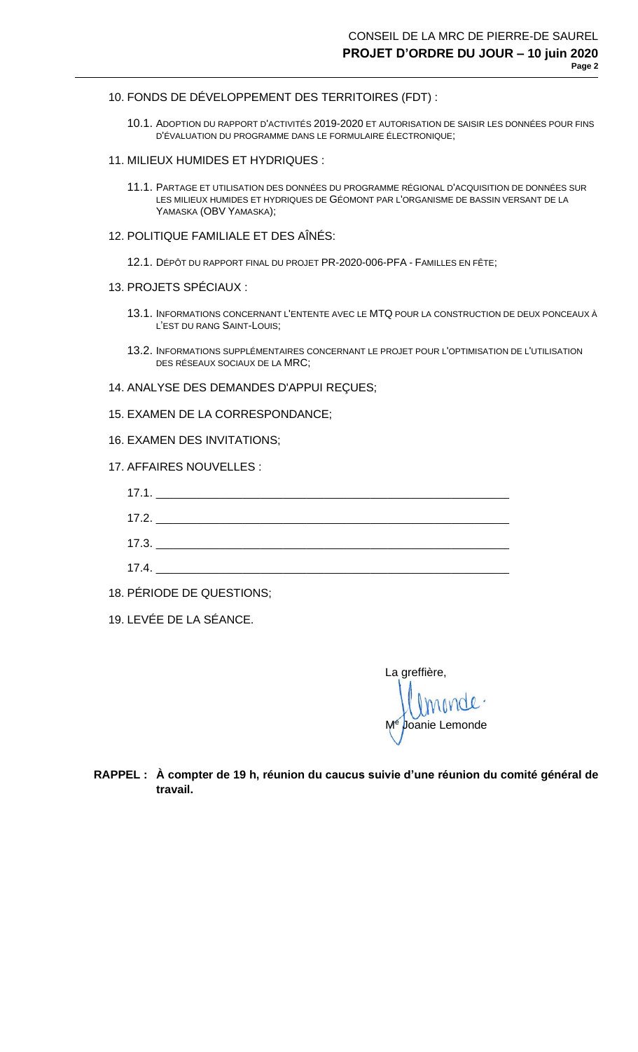10. FONDS DE DÉVELOPPEMENT DES TERRITOIRES (FDT) :

    10.1. ADOPTION DU RAPPORT D'ACTIVITÉS 2019-2020 ET AUTORISATION DE SAISIR LES DONNÉES POUR FINS D'ÉVALUATION DU PROGRAMME DANS LE FORMULAIRE ÉLECTRONIQUE;

11. MILIEUX HUMIDES ET HYDRIQUES :

    11.1. PARTAGE ET UTILISATION DES DONNÉES DU PROGRAMME RÉGIONAL D'ACQUISITION DE DONNÉES SUR LES MILIEUX HUMIDES ET HYDRIQUES DE GÉOMONT PAR L'ORGANISME DE BASSIN VERSANT DE LA YAMASKA (OBV YAMASKA);

12. POLITIQUE FAMILIALE ET DES AÎNÉS:

    12.1. DÉPÔT DU RAPPORT FINAL DU PROJET PR-2020-006-PFA - FAMILLES EN FÊTE;

13. PROJETS SPÉCIAUX :

    13.1. INFORMATIONS CONCERNANT L'ENTENTE AVEC LE MTQ POUR LA CONSTRUCTION DE DEUX PONCEAUX À L'EST DU RANG SAINT-LOUIS;

    13.2. INFORMATIONS SUPPLÉMENTAIRES CONCERNANT LE PROJET POUR L'OPTIMISATION DE L'UTILISATION DES RÉSEAUX SOCIAUX DE LA MRC;

14. ANALYSE DES DEMANDES D'APPUI REÇUES;

15. EXAMEN DE LA CORRESPONDANCE;

16. EXAMEN DES INVITATIONS;

17. AFFAIRES NOUVELLES :

    17.1. ______________________________

    17.2. ______________________________

    17.3. ______________________________

    17.4. ______________________________

18. PÉRIODE DE QUESTIONS;

19. LEVÉE DE LA SÉANCE.

La greffière,

Me Joanie Lemonde

**RAPPEL : À compter de 19 h, réunion du caucus suivie d'une réunion du comité général de travail.**